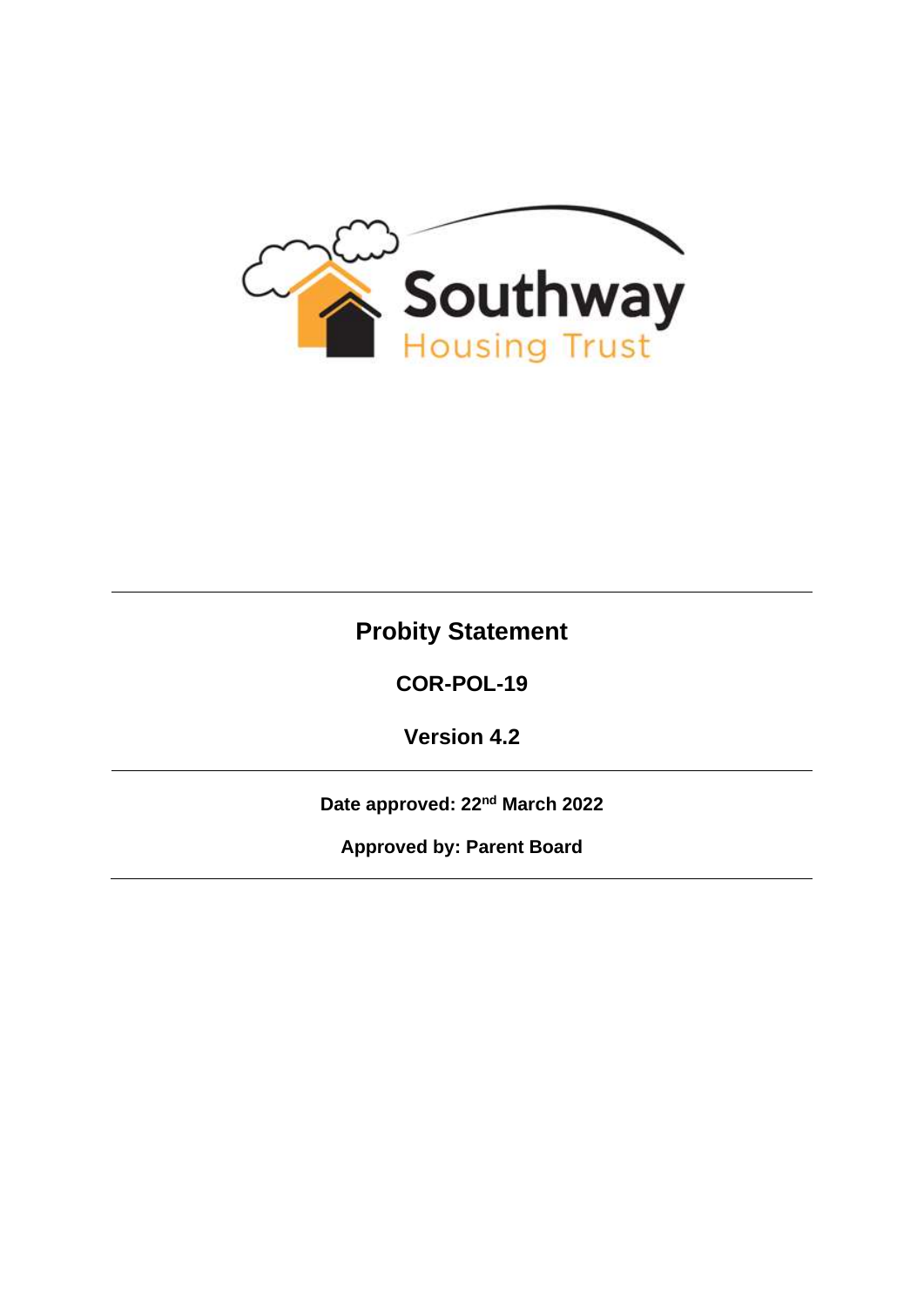Southway Housing Trust

# Probity Statement

**COR-POL-19**

**Version 4.2**

**Date approved: 22nd March 2022**

**Approved by: Parent Board**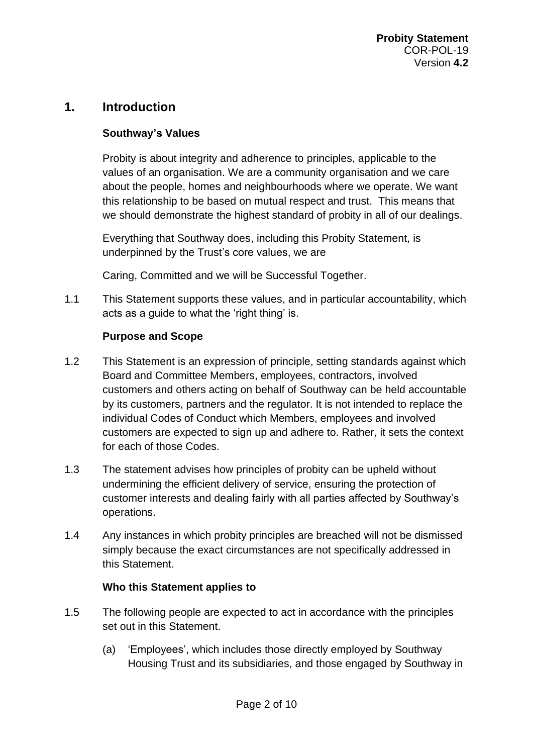# 1. Introduction

**Southway's Values**

Probity is about integrity and adherence to principles, applicable to the values of an organisation. We are a community organisation and we care about the people, homes and neighbourhoods where we operate. We want this relationship to be based on mutual respect and trust. This means that we should demonstrate the highest standard of probity in all of our dealings.

Everything that Southway does, including this Probity Statement, is underpinned by the Trust's core values, we are

Caring, Committed and we will be Successful Together.

1.1 This Statement supports these values, and in particular accountability, which acts as a guide to what the 'right thing' is.

**Purpose and Scope**

1.2 This Statement is an expression of principle, setting standards against which Board and Committee Members, employees, contractors, involved customers and others acting on behalf of Southway can be held accountable by its customers, partners and the regulator. It is not intended to replace the individual Codes of Conduct which Members, employees and involved customers are expected to sign up and adhere to. Rather, it sets the context for each of those Codes.

1.3 The statement advises how principles of probity can be upheld without undermining the efficient delivery of service, ensuring the protection of customer interests and dealing fairly with all parties affected by Southway's operations.

1.4 Any instances in which probity principles are breached will not be dismissed simply because the exact circumstances are not specifically addressed in this Statement.

**Who this Statement applies to**

1.5 The following people are expected to act in accordance with the principles set out in this Statement.

(a) 'Employees', which includes those directly employed by Southway Housing Trust and its subsidiaries, and those engaged by Southway in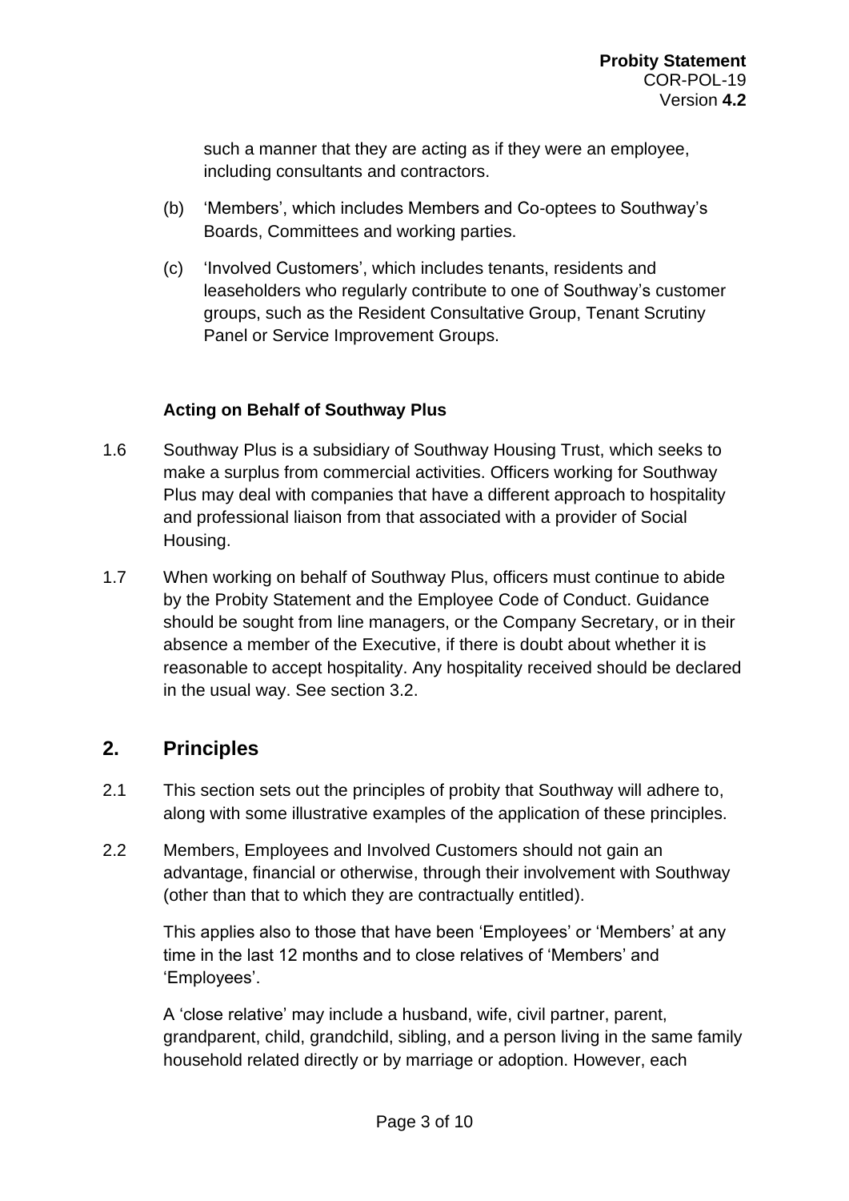such a manner that they are acting as if they were an employee, including consultants and contractors.

(b) 'Members', which includes Members and Co-optees to Southway's Boards, Committees and working parties.

(c) 'Involved Customers', which includes tenants, residents and leaseholders who regularly contribute to one of Southway's customer groups, such as the Resident Consultative Group, Tenant Scrutiny Panel or Service Improvement Groups.

**Acting on Behalf of Southway Plus**

1.6 Southway Plus is a subsidiary of Southway Housing Trust, which seeks to make a surplus from commercial activities. Officers working for Southway Plus may deal with companies that have a different approach to hospitality and professional liaison from that associated with a provider of Social Housing.

1.7 When working on behalf of Southway Plus, officers must continue to abide by the Probity Statement and the Employee Code of Conduct. Guidance should be sought from line managers, or the Company Secretary, or in their absence a member of the Executive, if there is doubt about whether it is reasonable to accept hospitality. Any hospitality received should be declared in the usual way. See section 3.2.

## 2. Principles

2.1 This section sets out the principles of probity that Southway will adhere to, along with some illustrative examples of the application of these principles.

2.2 Members, Employees and Involved Customers should not gain an advantage, financial or otherwise, through their involvement with Southway (other than that to which they are contractually entitled).

This applies also to those that have been 'Employees' or 'Members' at any time in the last 12 months and to close relatives of 'Members' and 'Employees'.

A 'close relative' may include a husband, wife, civil partner, parent, grandparent, child, grandchild, sibling, and a person living in the same family household related directly or by marriage or adoption. However, each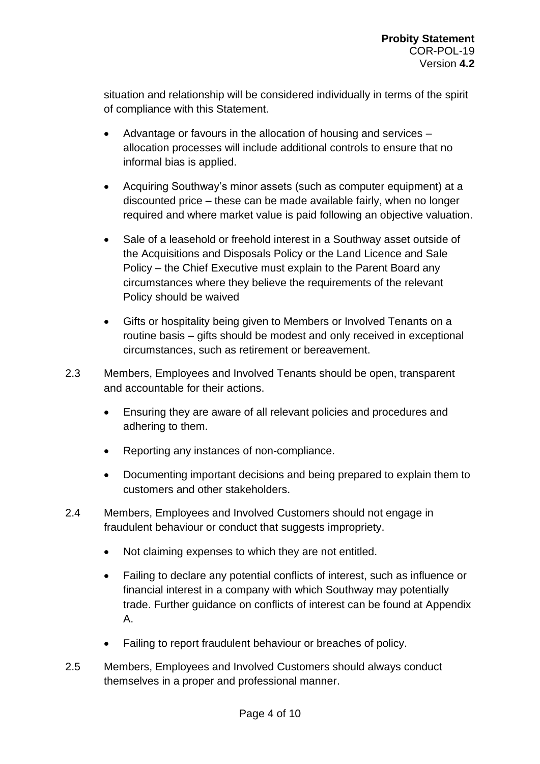situation and relationship will be considered individually in terms of the spirit of compliance with this Statement.

- Advantage or favours in the allocation of housing and services – allocation processes will include additional controls to ensure that no informal bias is applied.
- Acquiring Southway's minor assets (such as computer equipment) at a discounted price – these can be made available fairly, when no longer required and where market value is paid following an objective valuation.
- Sale of a leasehold or freehold interest in a Southway asset outside of the Acquisitions and Disposals Policy or the Land Licence and Sale Policy – the Chief Executive must explain to the Parent Board any circumstances where they believe the requirements of the relevant Policy should be waived
- Gifts or hospitality being given to Members or Involved Tenants on a routine basis – gifts should be modest and only received in exceptional circumstances, such as retirement or bereavement.

2.3 Members, Employees and Involved Tenants should be open, transparent and accountable for their actions.

- Ensuring they are aware of all relevant policies and procedures and adhering to them.
- Reporting any instances of non-compliance.
- Documenting important decisions and being prepared to explain them to customers and other stakeholders.

2.4 Members, Employees and Involved Customers should not engage in fraudulent behaviour or conduct that suggests impropriety.

- Not claiming expenses to which they are not entitled.
- Failing to declare any potential conflicts of interest, such as influence or financial interest in a company with which Southway may potentially trade. Further guidance on conflicts of interest can be found at Appendix A.
- Failing to report fraudulent behaviour or breaches of policy.

2.5 Members, Employees and Involved Customers should always conduct themselves in a proper and professional manner.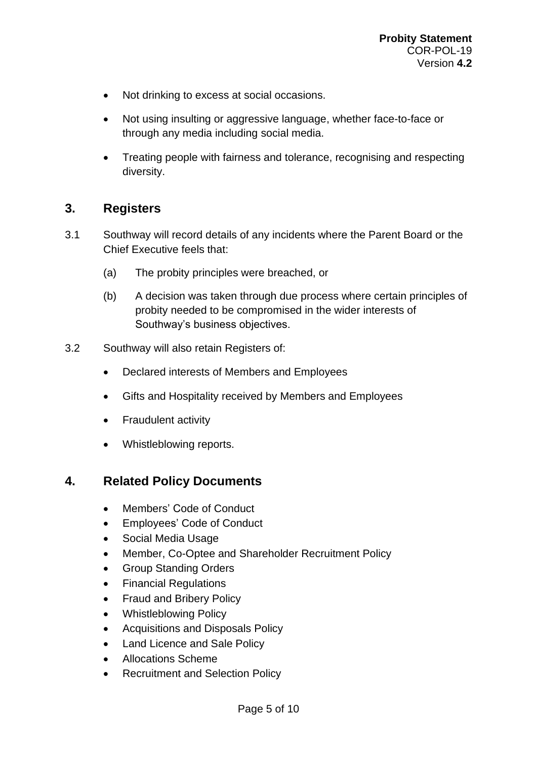- Not drinking to excess at social occasions.
- Not using insulting or aggressive language, whether face-to-face or through any media including social media.
- Treating people with fairness and tolerance, recognising and respecting diversity.

## 3. Registers

3.1 Southway will record details of any incidents where the Parent Board or the Chief Executive feels that:

(a) The probity principles were breached, or

(b) A decision was taken through due process where certain principles of probity needed to be compromised in the wider interests of Southway's business objectives.

3.2 Southway will also retain Registers of:

- Declared interests of Members and Employees
- Gifts and Hospitality received by Members and Employees
- Fraudulent activity
- Whistleblowing reports.

## 4. Related Policy Documents

- Members' Code of Conduct
- Employees' Code of Conduct
- Social Media Usage
- Member, Co-Optee and Shareholder Recruitment Policy
- Group Standing Orders
- Financial Regulations
- Fraud and Bribery Policy
- Whistleblowing Policy
- Acquisitions and Disposals Policy
- Land Licence and Sale Policy
- Allocations Scheme
- Recruitment and Selection Policy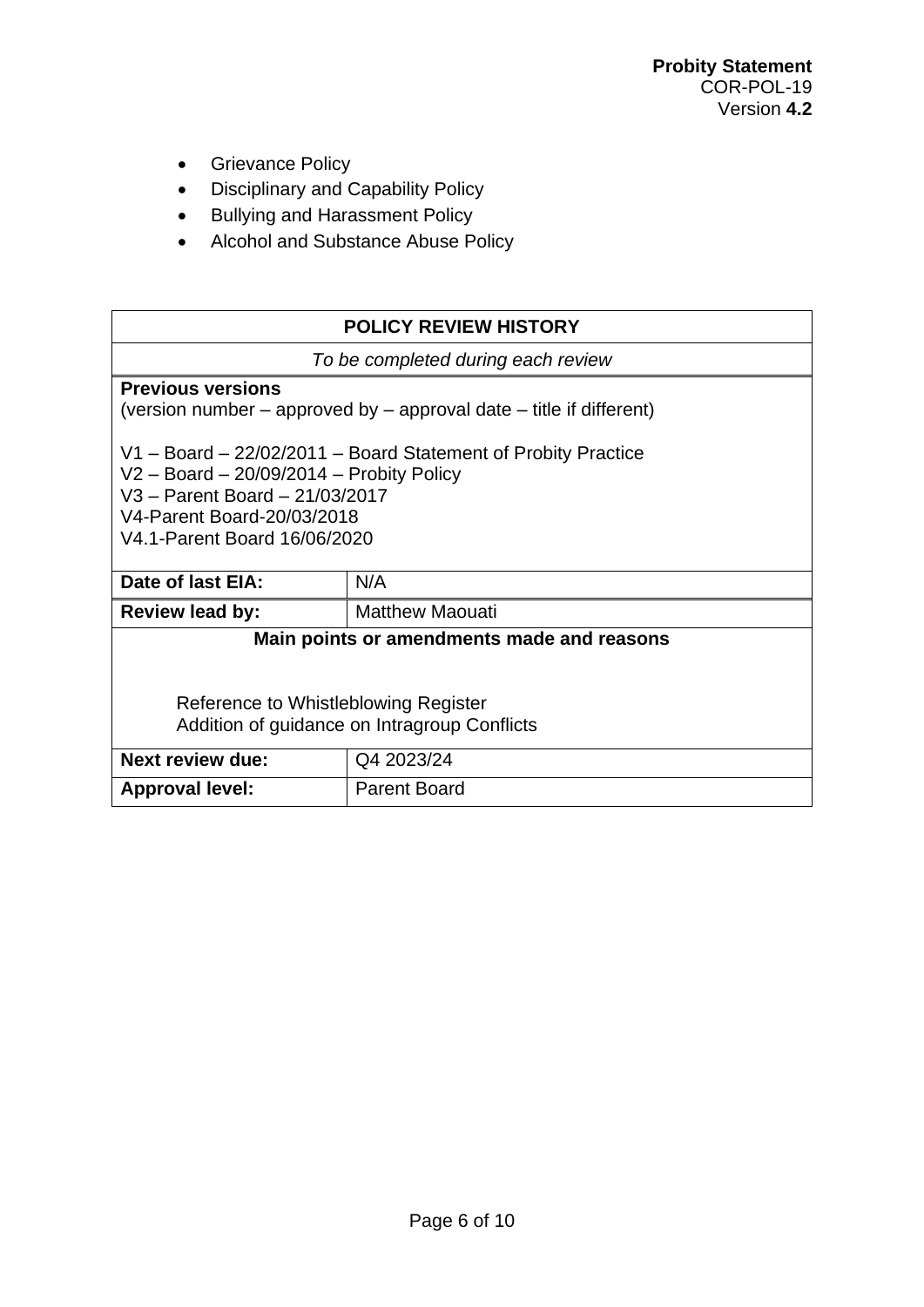- Grievance Policy
- Disciplinary and Capability Policy
- Bullying and Harassment Policy
- Alcohol and Substance Abuse Policy

| **POLICY REVIEW HISTORY** | |
|---|---|
| *To be completed during each review* | |
| **Previous versions**<br>(version number – approved by – approval date – title if different)<br><br>V1 – Board – 22/02/2011 – Board Statement of Probity Practice<br>V2 – Board – 20/09/2014 – Probity Policy<br>V3 – Parent Board – 21/03/2017<br>V4-Parent Board-20/03/2018<br>V4.1-Parent Board 16/06/2020 | |
| **Date of last EIA:** | N/A |
| **Review lead by:** | Matthew Maouati |
| **Main points or amendments made and reasons**<br><br>Reference to Whistleblowing Register<br>Addition of guidance on Intragroup Conflicts | |
| **Next review due:** | Q4 2023/24 |
| **Approval level:** | Parent Board |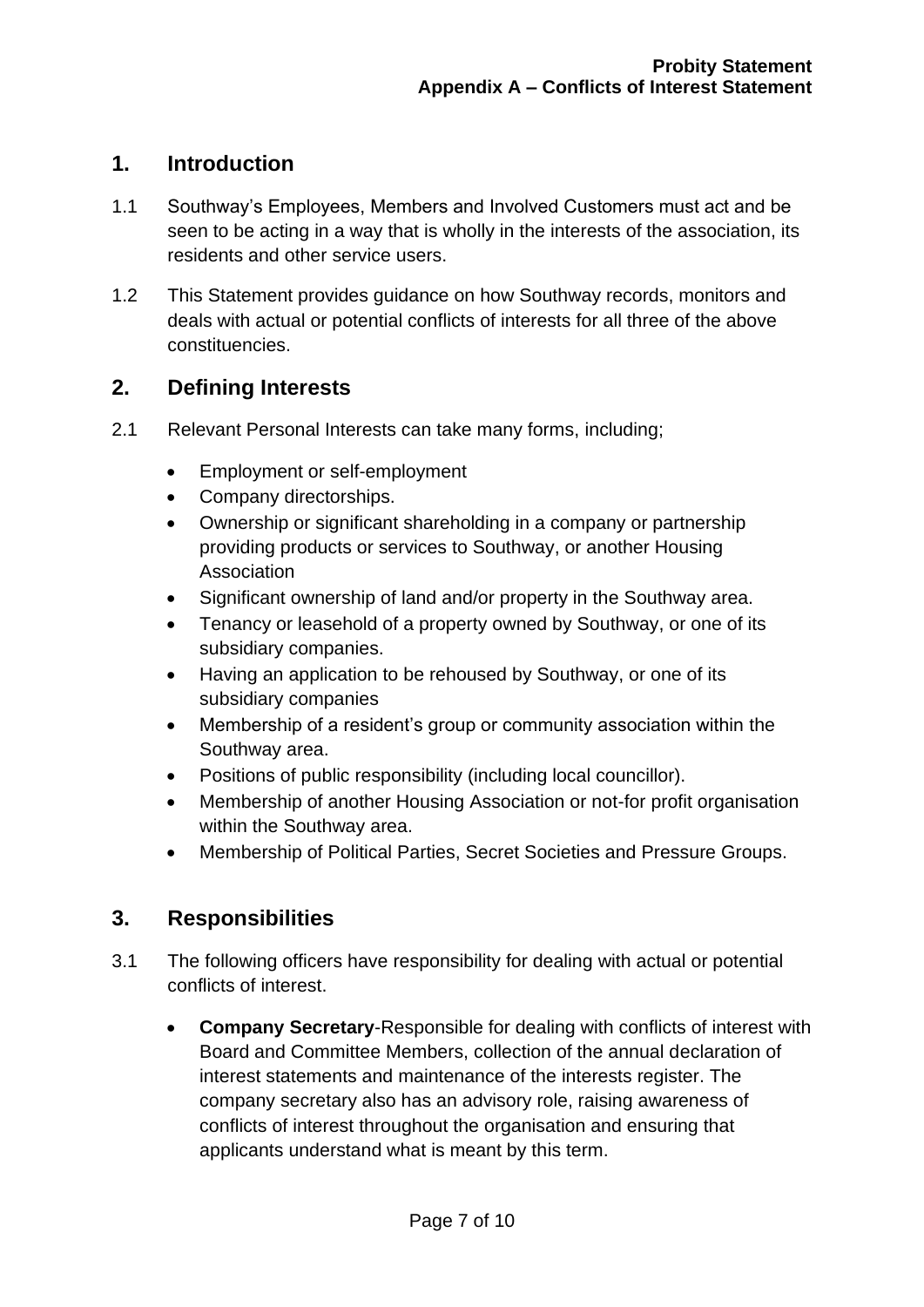## 1. Introduction

1.1 Southway's Employees, Members and Involved Customers must act and be seen to be acting in a way that is wholly in the interests of the association, its residents and other service users.

1.2 This Statement provides guidance on how Southway records, monitors and deals with actual or potential conflicts of interests for all three of the above constituencies.

## 2. Defining Interests

2.1 Relevant Personal Interests can take many forms, including;

- Employment or self-employment
- Company directorships.
- Ownership or significant shareholding in a company or partnership providing products or services to Southway, or another Housing Association
- Significant ownership of land and/or property in the Southway area.
- Tenancy or leasehold of a property owned by Southway, or one of its subsidiary companies.
- Having an application to be rehoused by Southway, or one of its subsidiary companies
- Membership of a resident's group or community association within the Southway area.
- Positions of public responsibility (including local councillor).
- Membership of another Housing Association or not-for profit organisation within the Southway area.
- Membership of Political Parties, Secret Societies and Pressure Groups.

## 3. Responsibilities

3.1 The following officers have responsibility for dealing with actual or potential conflicts of interest.

- **Company Secretary**-Responsible for dealing with conflicts of interest with Board and Committee Members, collection of the annual declaration of interest statements and maintenance of the interests register. The company secretary also has an advisory role, raising awareness of conflicts of interest throughout the organisation and ensuring that applicants understand what is meant by this term.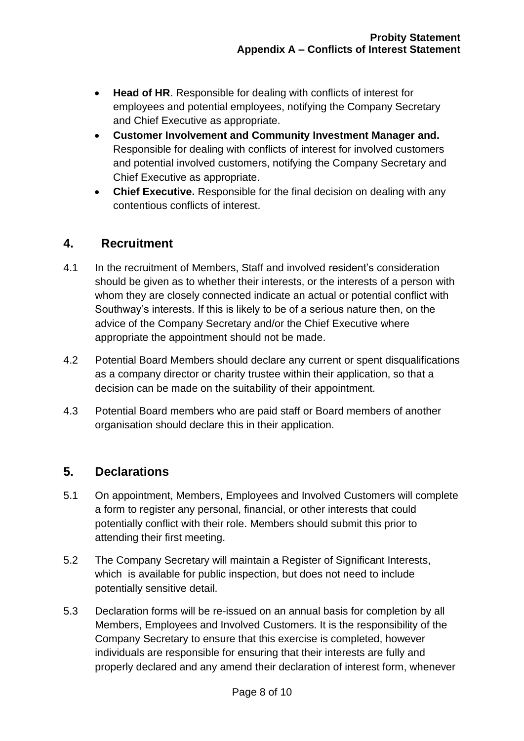- **Head of HR**. Responsible for dealing with conflicts of interest for employees and potential employees, notifying the Company Secretary and Chief Executive as appropriate.
- **Customer Involvement and Community Investment Manager and.** Responsible for dealing with conflicts of interest for involved customers and potential involved customers, notifying the Company Secretary and Chief Executive as appropriate.
- **Chief Executive.** Responsible for the final decision on dealing with any contentious conflicts of interest.

## 4. Recruitment

4.1 In the recruitment of Members, Staff and involved resident's consideration should be given as to whether their interests, or the interests of a person with whom they are closely connected indicate an actual or potential conflict with Southway's interests. If this is likely to be of a serious nature then, on the advice of the Company Secretary and/or the Chief Executive where appropriate the appointment should not be made.

4.2 Potential Board Members should declare any current or spent disqualifications as a company director or charity trustee within their application, so that a decision can be made on the suitability of their appointment.

4.3 Potential Board members who are paid staff or Board members of another organisation should declare this in their application.

## 5. Declarations

5.1 On appointment, Members, Employees and Involved Customers will complete a form to register any personal, financial, or other interests that could potentially conflict with their role. Members should submit this prior to attending their first meeting.

5.2 The Company Secretary will maintain a Register of Significant Interests, which is available for public inspection, but does not need to include potentially sensitive detail.

5.3 Declaration forms will be re-issued on an annual basis for completion by all Members, Employees and Involved Customers. It is the responsibility of the Company Secretary to ensure that this exercise is completed, however individuals are responsible for ensuring that their interests are fully and properly declared and any amend their declaration of interest form, whenever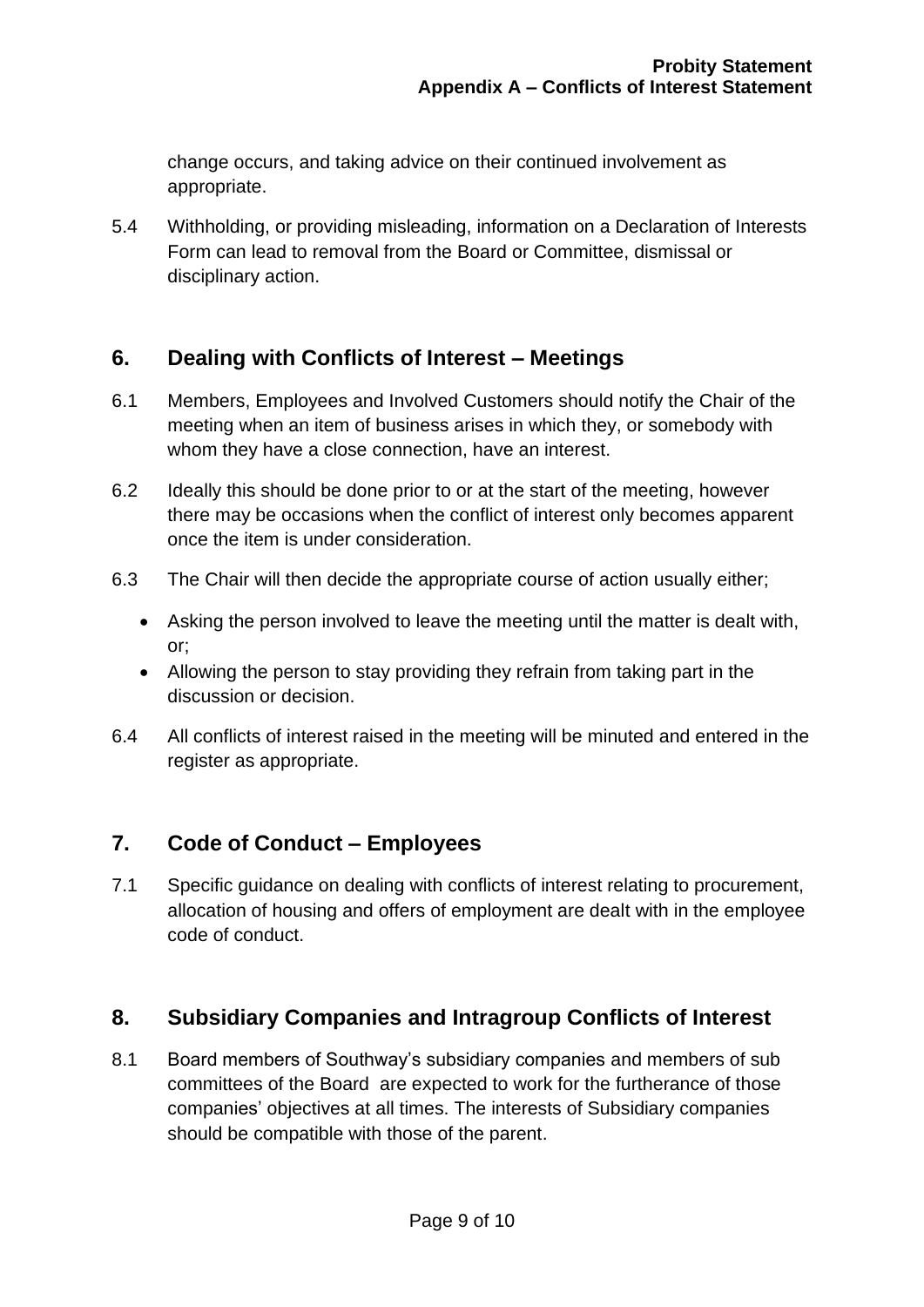change occurs, and taking advice on their continued involvement as appropriate.

5.4 Withholding, or providing misleading, information on a Declaration of Interests Form can lead to removal from the Board or Committee, dismissal or disciplinary action.

## 6. Dealing with Conflicts of Interest – Meetings

6.1 Members, Employees and Involved Customers should notify the Chair of the meeting when an item of business arises in which they, or somebody with whom they have a close connection, have an interest.

6.2 Ideally this should be done prior to or at the start of the meeting, however there may be occasions when the conflict of interest only becomes apparent once the item is under consideration.

6.3 The Chair will then decide the appropriate course of action usually either;

- Asking the person involved to leave the meeting until the matter is dealt with, or;
- Allowing the person to stay providing they refrain from taking part in the discussion or decision.

6.4 All conflicts of interest raised in the meeting will be minuted and entered in the register as appropriate.

## 7. Code of Conduct – Employees

7.1 Specific guidance on dealing with conflicts of interest relating to procurement, allocation of housing and offers of employment are dealt with in the employee code of conduct.

## 8. Subsidiary Companies and Intragroup Conflicts of Interest

8.1 Board members of Southway's subsidiary companies and members of sub committees of the Board are expected to work for the furtherance of those companies' objectives at all times. The interests of Subsidiary companies should be compatible with those of the parent.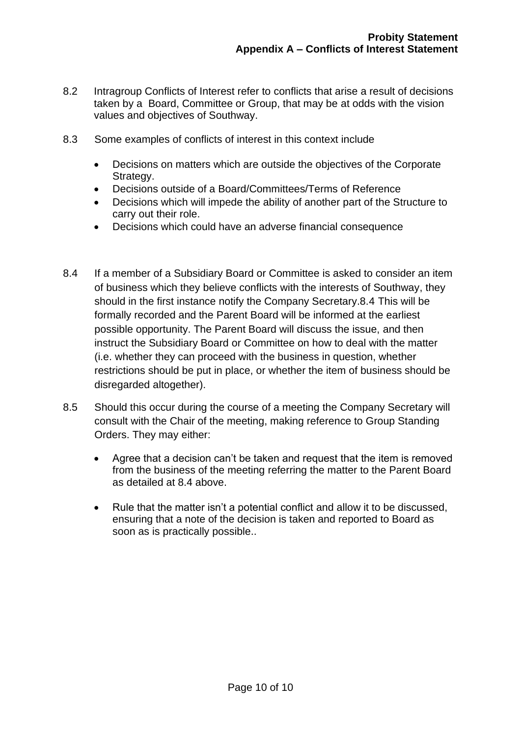8.2 Intragroup Conflicts of Interest refer to conflicts that arise a result of decisions taken by a Board, Committee or Group, that may be at odds with the vision values and objectives of Southway.

8.3 Some examples of conflicts of interest in this context include

- Decisions on matters which are outside the objectives of the Corporate Strategy.
- Decisions outside of a Board/Committees/Terms of Reference
- Decisions which will impede the ability of another part of the Structure to carry out their role.
- Decisions which could have an adverse financial consequence

8.4 If a member of a Subsidiary Board or Committee is asked to consider an item of business which they believe conflicts with the interests of Southway, they should in the first instance notify the Company Secretary.8.4 This will be formally recorded and the Parent Board will be informed at the earliest possible opportunity. The Parent Board will discuss the issue, and then instruct the Subsidiary Board or Committee on how to deal with the matter (i.e. whether they can proceed with the business in question, whether restrictions should be put in place, or whether the item of business should be disregarded altogether).

8.5 Should this occur during the course of a meeting the Company Secretary will consult with the Chair of the meeting, making reference to Group Standing Orders. They may either:

- Agree that a decision can't be taken and request that the item is removed from the business of the meeting referring the matter to the Parent Board as detailed at 8.4 above.

- Rule that the matter isn't a potential conflict and allow it to be discussed, ensuring that a note of the decision is taken and reported to Board as soon as is practically possible..